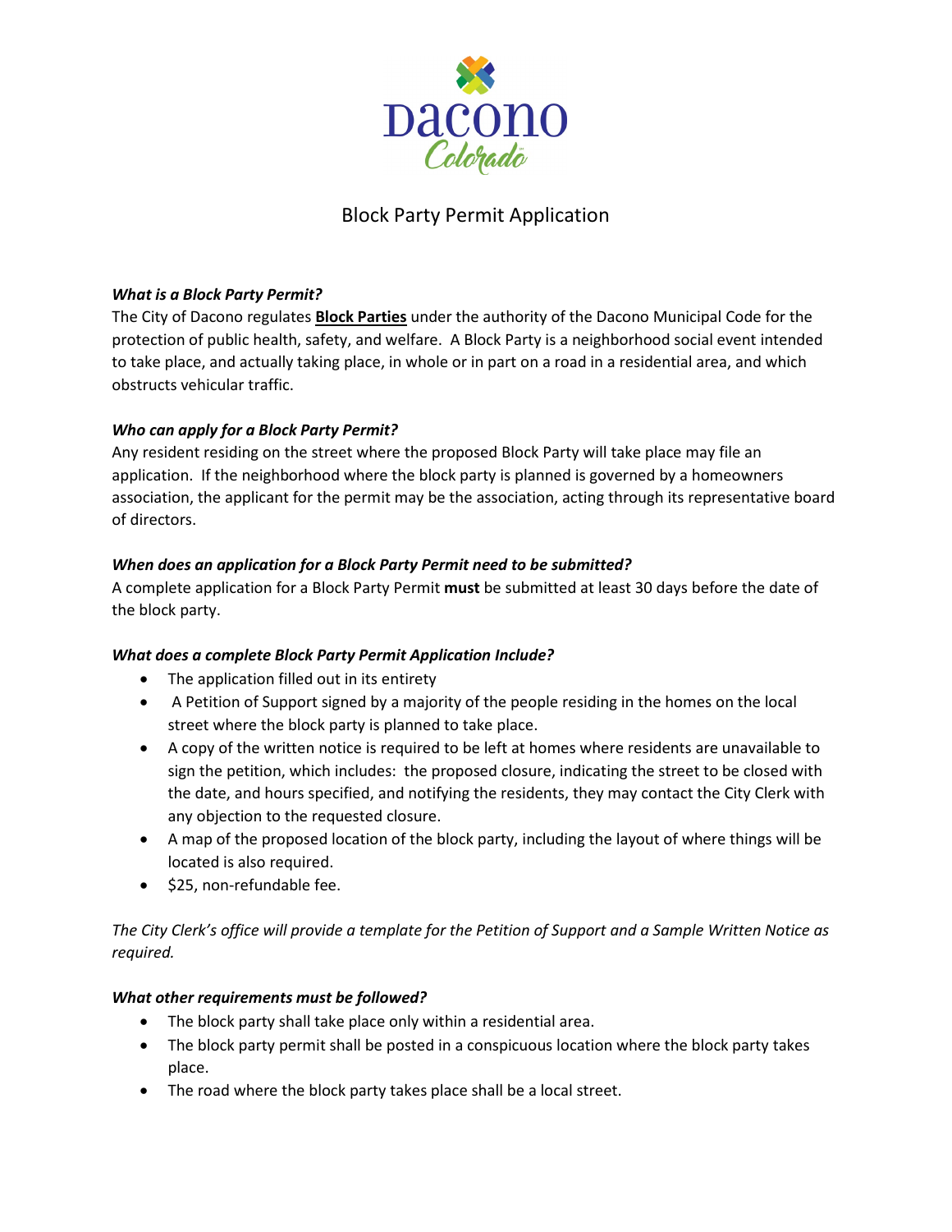Dacono Colorado

# Block Party Permit Application

***What is a Block Party Permit?***

The City of Dacono regulates **Block Parties** under the authority of the Dacono Municipal Code for the protection of public health, safety, and welfare. A Block Party is a neighborhood social event intended to take place, and actually taking place, in whole or in part on a road in a residential area, and which obstructs vehicular traffic.

***Who can apply for a Block Party Permit?***

Any resident residing on the street where the proposed Block Party will take place may file an application. If the neighborhood where the block party is planned is governed by a homeowners association, the applicant for the permit may be the association, acting through its representative board of directors.

***When does an application for a Block Party Permit need to be submitted?***

A complete application for a Block Party Permit **must** be submitted at least 30 days before the date of the block party.

***What does a complete Block Party Permit Application Include?***

- The application filled out in its entirety
- A Petition of Support signed by a majority of the people residing in the homes on the local street where the block party is planned to take place.
- A copy of the written notice is required to be left at homes where residents are unavailable to sign the petition, which includes: the proposed closure, indicating the street to be closed with the date, and hours specified, and notifying the residents, they may contact the City Clerk with any objection to the requested closure.
- A map of the proposed location of the block party, including the layout of where things will be located is also required.
- $25, non-refundable fee.

*The City Clerk's office will provide a template for the Petition of Support and a Sample Written Notice as required.*

***What other requirements must be followed?***

- The block party shall take place only within a residential area.
- The block party permit shall be posted in a conspicuous location where the block party takes place.
- The road where the block party takes place shall be a local street.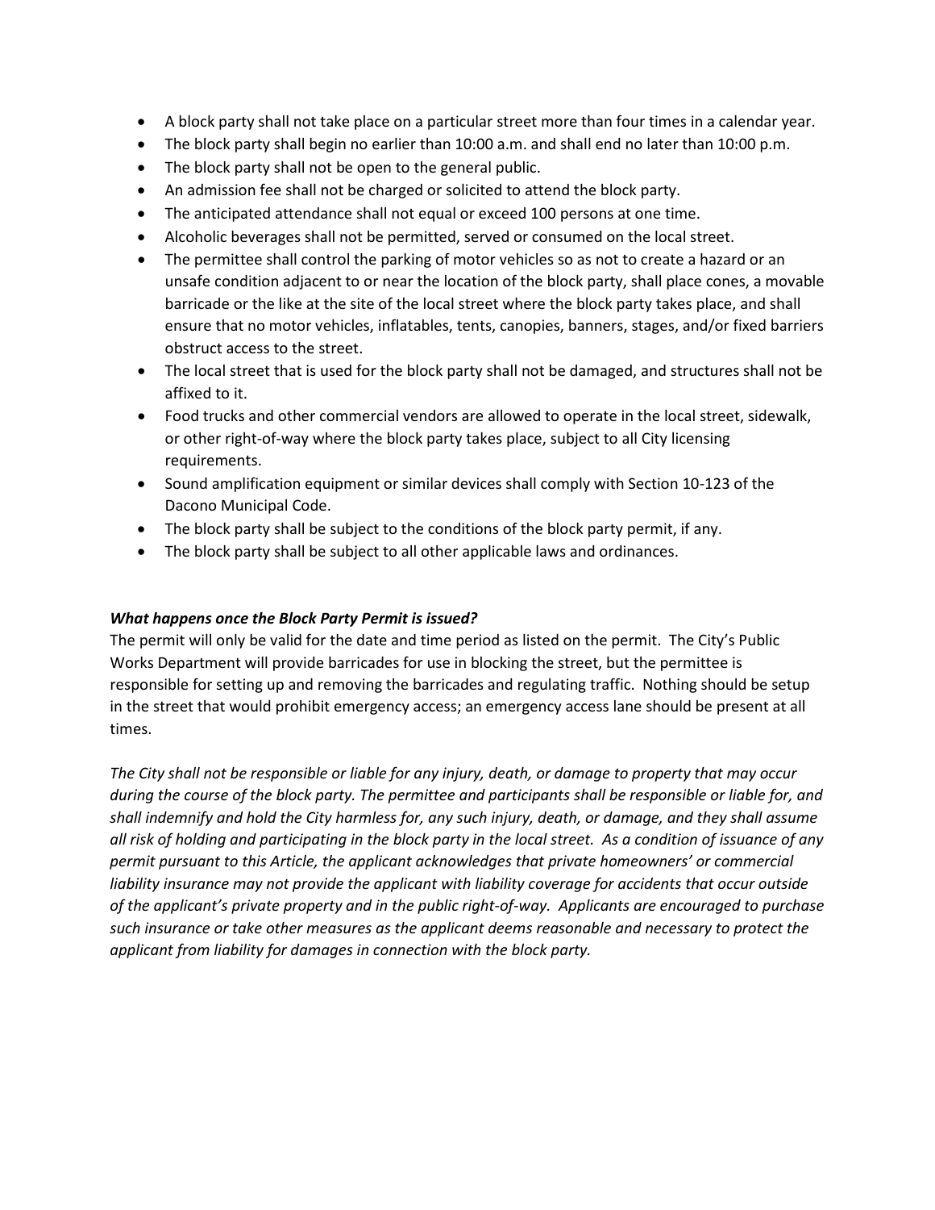- A block party shall not take place on a particular street more than four times in a calendar year.
- The block party shall begin no earlier than 10:00 a.m. and shall end no later than 10:00 p.m.
- The block party shall not be open to the general public.
- An admission fee shall not be charged or solicited to attend the block party.
- The anticipated attendance shall not equal or exceed 100 persons at one time.
- Alcoholic beverages shall not be permitted, served or consumed on the local street.
- The permittee shall control the parking of motor vehicles so as not to create a hazard or an unsafe condition adjacent to or near the location of the block party, shall place cones, a movable barricade or the like at the site of the local street where the block party takes place, and shall ensure that no motor vehicles, inflatables, tents, canopies, banners, stages, and/or fixed barriers obstruct access to the street.
- The local street that is used for the block party shall not be damaged, and structures shall not be affixed to it.
- Food trucks and other commercial vendors are allowed to operate in the local street, sidewalk, or other right-of-way where the block party takes place, subject to all City licensing requirements.
- Sound amplification equipment or similar devices shall comply with Section 10-123 of the Dacono Municipal Code.
- The block party shall be subject to the conditions of the block party permit, if any.
- The block party shall be subject to all other applicable laws and ordinances.

***What happens once the Block Party Permit is issued?***

The permit will only be valid for the date and time period as listed on the permit. The City's Public Works Department will provide barricades for use in blocking the street, but the permittee is responsible for setting up and removing the barricades and regulating traffic. Nothing should be setup in the street that would prohibit emergency access; an emergency access lane should be present at all times.

*The City shall not be responsible or liable for any injury, death, or damage to property that may occur during the course of the block party. The permittee and participants shall be responsible or liable for, and shall indemnify and hold the City harmless for, any such injury, death, or damage, and they shall assume all risk of holding and participating in the block party in the local street. As a condition of issuance of any permit pursuant to this Article, the applicant acknowledges that private homeowners' or commercial liability insurance may not provide the applicant with liability coverage for accidents that occur outside of the applicant's private property and in the public right-of-way. Applicants are encouraged to purchase such insurance or take other measures as the applicant deems reasonable and necessary to protect the applicant from liability for damages in connection with the block party.*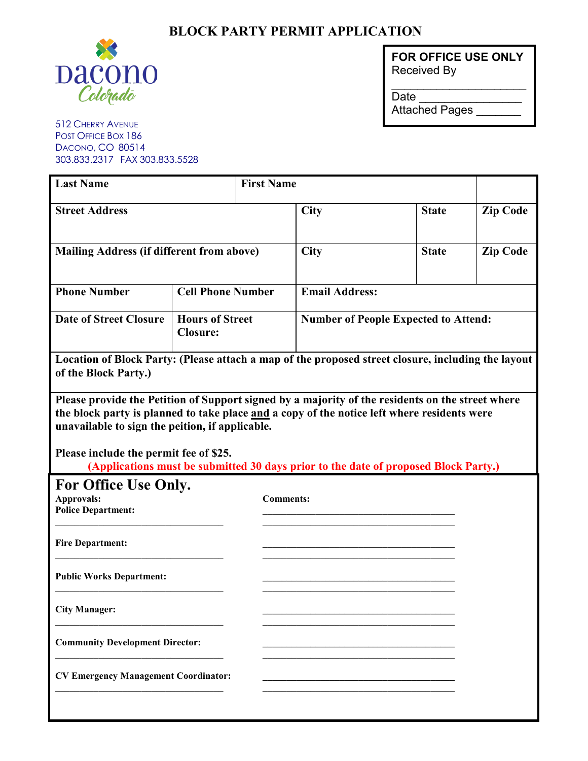# BLOCK PARTY PERMIT APPLICATION

Dacono Colorado

512 Cherry Avenue
Post Office Box 186
Dacono, CO 80514
303.833.2317 FAX 303.833.5528

**FOR OFFICE USE ONLY**
Received By ____________________
Date ________________
Attached Pages _______

| **Last Name** | **First Name** | | | |
|---|---|---|---|---|
| **Street Address** | | **City** | **State** | **Zip Code** |
| **Mailing Address (if different from above)** | | **City** | **State** | **Zip Code** |
| **Phone Number** | **Cell Phone Number** | **Email Address:** | | |
| **Date of Street Closure** | **Hours of Street Closure:** | **Number of People Expected to Attend:** | | |

**Location of Block Party: (Please attach a map of the proposed street closure, including the layout of the Block Party.)**

**Please provide the Petition of Support signed by a majority of the residents on the street where the block party is planned to take place and a copy of the notice left where residents were unavailable to sign the peition, if applicable.**

**Please include the permit fee of $25.**

**(Applications must be submitted 30 days prior to the date of proposed Block Party.)**

## For Office Use Only.

| **Approvals:** | **Comments:** |
|---|---|
| **Police Department:** ______________________________ | ______________________________ ______________________________ |
| **Fire Department:** ______________________________ | ______________________________ ______________________________ |
| **Public Works Department:** ______________________________ | ______________________________ ______________________________ |
| **City Manager:** ______________________________ | ______________________________ ______________________________ |
| **Community Development Director:** ______________________________ | ______________________________ ______________________________ |
| **CV Emergency Management Coordinator:** ______________________________ | ______________________________ ______________________________ |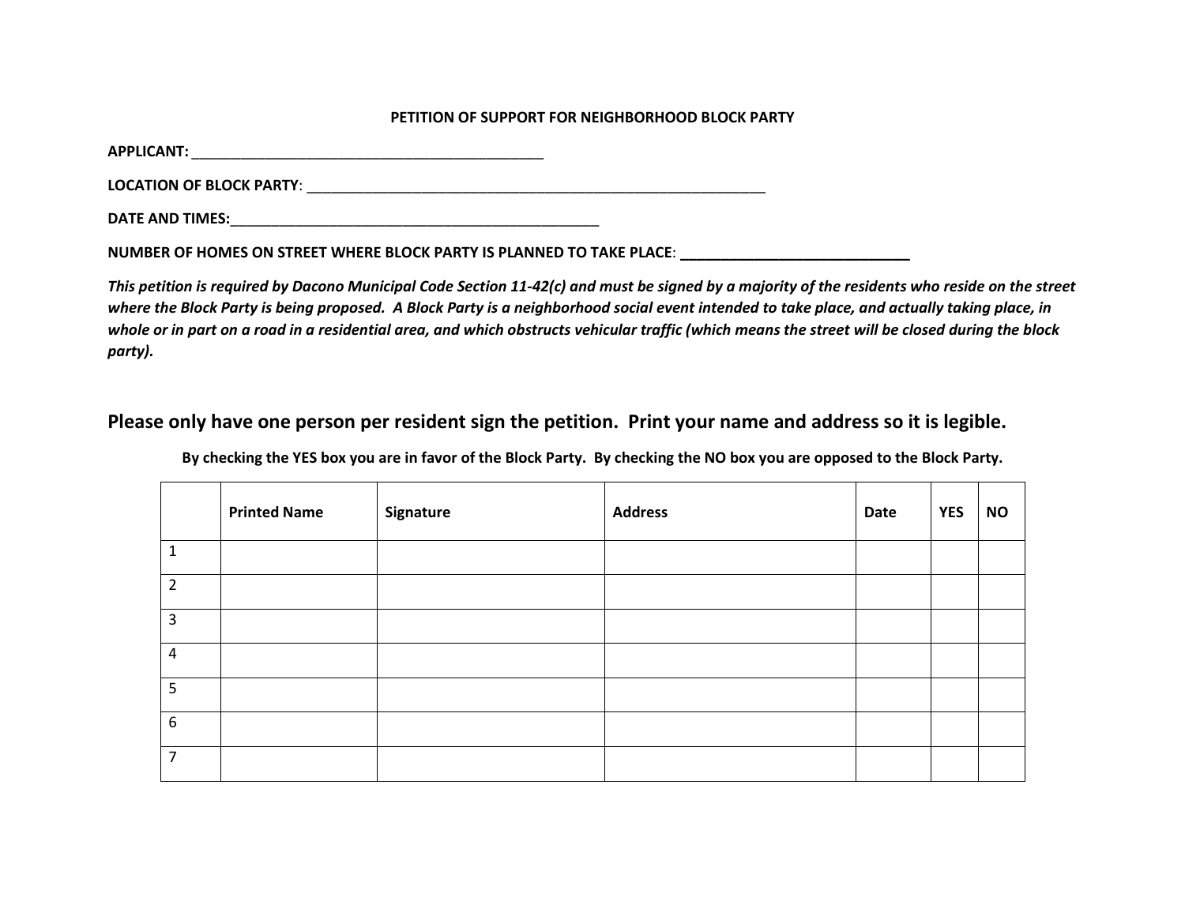# PETITION OF SUPPORT FOR NEIGHBORHOOD BLOCK PARTY

**APPLICANT:** _______________________________________________

**LOCATION OF BLOCK PARTY**: _______________________________________________________________

**DATE AND TIMES:**___________________________________________________

**NUMBER OF HOMES ON STREET WHERE BLOCK PARTY IS PLANNED TO TAKE PLACE**: ______________________________

***This petition is required by Dacono Municipal Code Section 11-42(c) and must be signed by a majority of the residents who reside on the street where the Block Party is being proposed. A Block Party is a neighborhood social event intended to take place, and actually taking place, in whole or in part on a road in a residential area, and which obstructs vehicular traffic (which means the street will be closed during the block party).***

## Please only have one person per resident sign the petition. Print your name and address so it is legible.

**By checking the YES box you are in favor of the Block Party. By checking the NO box you are opposed to the Block Party.**

| | Printed Name | Signature | Address | Date | YES | NO |
|---|---|---|---|---|---|---|
| 1 | | | | | | |
| 2 | | | | | | |
| 3 | | | | | | |
| 4 | | | | | | |
| 5 | | | | | | |
| 6 | | | | | | |
| 7 | | | | | | |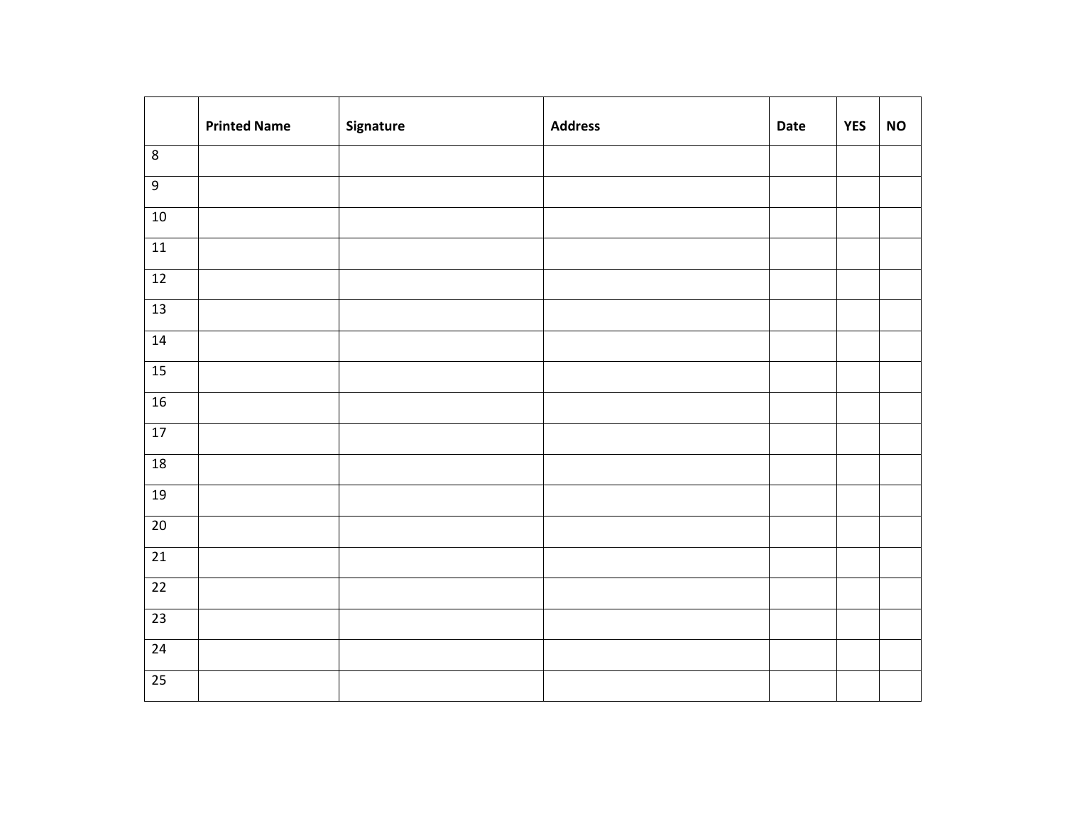| | Printed Name | Signature | Address | Date | YES | NO |
|---|---|---|---|---|---|---|
| 8 | | | | | | |
| 9 | | | | | | |
| 10 | | | | | | |
| 11 | | | | | | |
| 12 | | | | | | |
| 13 | | | | | | |
| 14 | | | | | | |
| 15 | | | | | | |
| 16 | | | | | | |
| 17 | | | | | | |
| 18 | | | | | | |
| 19 | | | | | | |
| 20 | | | | | | |
| 21 | | | | | | |
| 22 | | | | | | |
| 23 | | | | | | |
| 24 | | | | | | |
| 25 | | | | | | |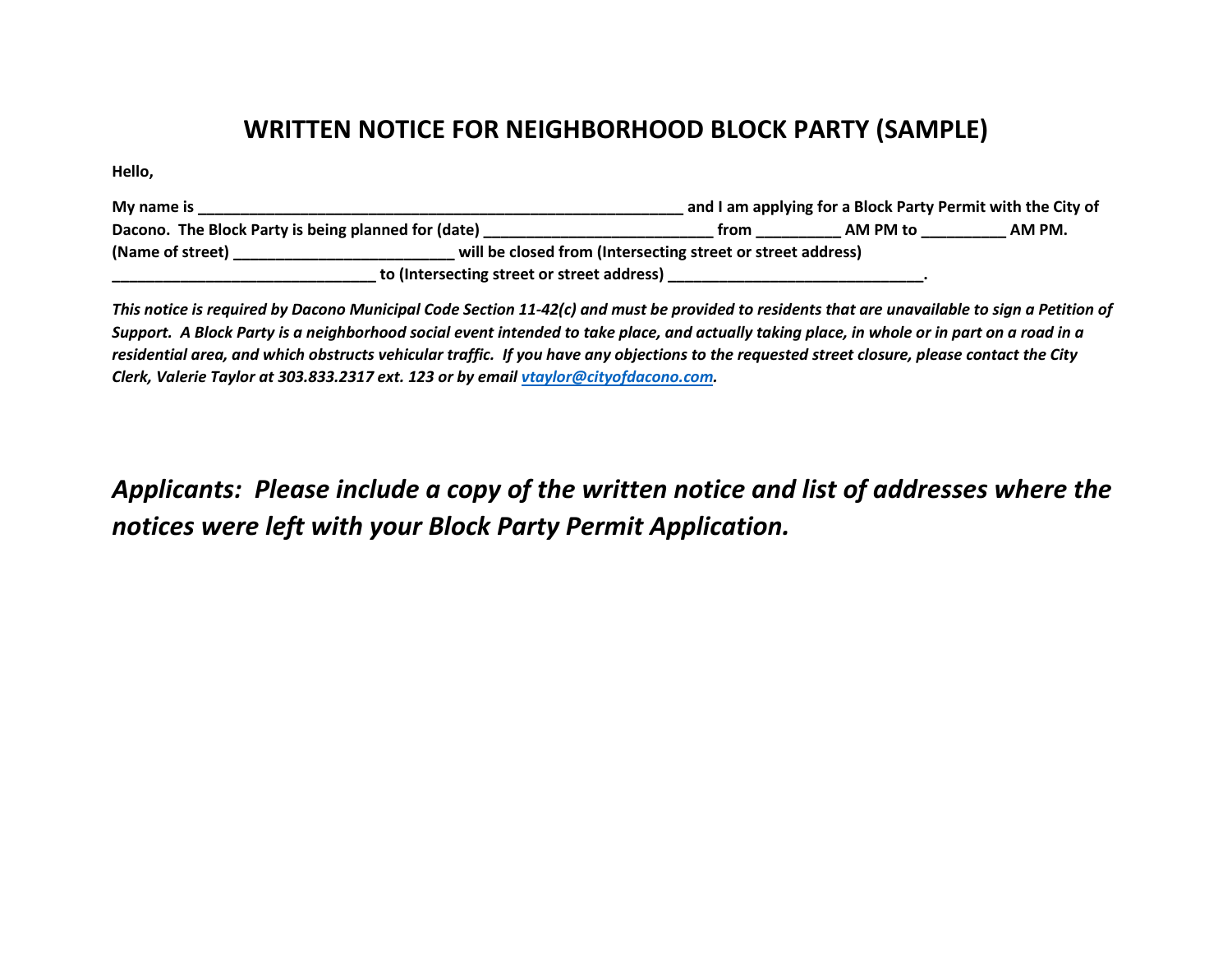# WRITTEN NOTICE FOR NEIGHBORHOOD BLOCK PARTY (SAMPLE)

**Hello,**

**My name is \_\_\_\_\_\_\_\_\_\_\_\_\_\_\_\_\_\_\_\_\_\_\_\_\_\_\_\_\_\_\_\_\_\_\_\_\_\_\_\_\_\_\_\_\_\_\_\_\_\_\_\_\_\_\_\_\_\_ and I am applying for a Block Party Permit with the City of Dacono. The Block Party is being planned for (date) \_\_\_\_\_\_\_\_\_\_\_\_\_\_\_\_\_\_\_\_\_\_\_\_\_\_\_ from \_\_\_\_\_\_\_\_\_\_ AM PM to \_\_\_\_\_\_\_\_\_\_ AM PM. (Name of street) \_\_\_\_\_\_\_\_\_\_\_\_\_\_\_\_\_\_\_\_\_\_\_\_\_\_ will be closed from (Intersecting street or street address) \_\_\_\_\_\_\_\_\_\_\_\_\_\_\_\_\_\_\_\_\_\_\_\_\_\_\_\_\_\_\_ to (Intersecting street or street address) \_\_\_\_\_\_\_\_\_\_\_\_\_\_\_\_\_\_\_\_\_\_\_\_\_\_\_\_\_\_\_.**

***This notice is required by Dacono Municipal Code Section 11-42(c) and must be provided to residents that are unavailable to sign a Petition of Support. A Block Party is a neighborhood social event intended to take place, and actually taking place, in whole or in part on a road in a residential area, and which obstructs vehicular traffic. If you have any objections to the requested street closure, please contact the City Clerk, Valerie Taylor at 303.833.2317 ext. 123 or by email vtaylor@cityofdacono.com.***

***Applicants: Please include a copy of the written notice and list of addresses where the notices were left with your Block Party Permit Application.***